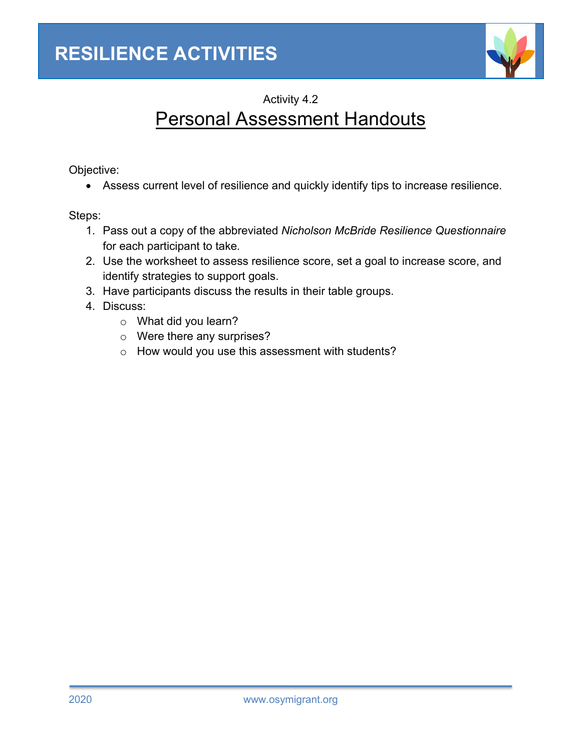# RESILIENCE ACTIVITIES

Activity 4.2

## Personal Assessment Handouts

Objective:

- Assess current level of resilience and quickly identify tips to increase resilience.

Steps:

1. Pass out a copy of the abbreviated *Nicholson McBride Resilience Questionnaire* for each participant to take.
2. Use the worksheet to assess resilience score, set a goal to increase score, and identify strategies to support goals.
3. Have participants discuss the results in their table groups.
4. Discuss:
    - What did you learn?
    - Were there any surprises?
    - How would you use this assessment with students?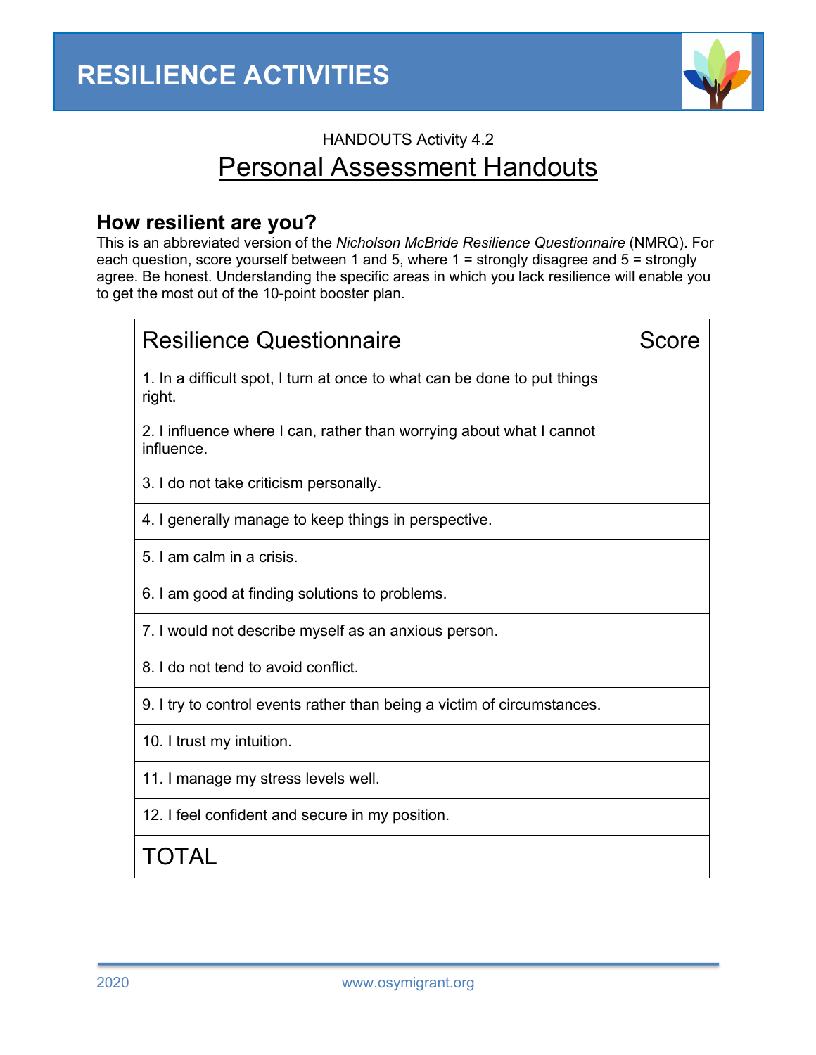# RESILIENCE ACTIVITIES

HANDOUTS Activity 4.2

## Personal Assessment Handouts

### How resilient are you?

This is an abbreviated version of the *Nicholson McBride Resilience Questionnaire* (NMRQ). For each question, score yourself between 1 and 5, where 1 = strongly disagree and 5 = strongly agree. Be honest. Understanding the specific areas in which you lack resilience will enable you to get the most out of the 10-point booster plan.

| Resilience Questionnaire | Score |
|---|---|
| 1. In a difficult spot, I turn at once to what can be done to put things right. | |
| 2. I influence where I can, rather than worrying about what I cannot influence. | |
| 3. I do not take criticism personally. | |
| 4. I generally manage to keep things in perspective. | |
| 5. I am calm in a crisis. | |
| 6. I am good at finding solutions to problems. | |
| 7. I would not describe myself as an anxious person. | |
| 8. I do not tend to avoid conflict. | |
| 9. I try to control events rather than being a victim of circumstances. | |
| 10. I trust my intuition. | |
| 11. I manage my stress levels well. | |
| 12. I feel confident and secure in my position. | |
| TOTAL | |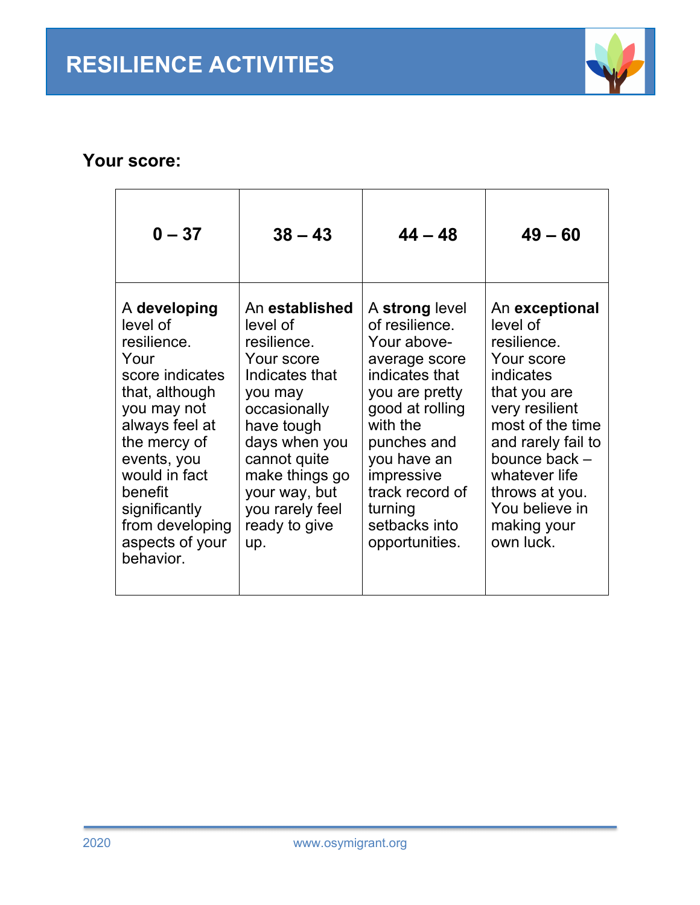# RESILIENCE ACTIVITIES

**Your score:**

| 0 – 37 | 38 – 43 | 44 – 48 | 49 – 60 |
|---|---|---|---|
| A **developing** level of resilience. Your score indicates that, although you may not always feel at the mercy of events, you would in fact benefit significantly from developing aspects of your behavior. | An **established** level of resilience. Your score Indicates that you may occasionally have tough days when you cannot quite make things go your way, but you rarely feel ready to give up. | A **strong** level of resilience. Your above-average score indicates that you are pretty good at rolling with the punches and you have an impressive track record of turning setbacks into opportunities. | An **exceptional** level of resilience. Your score indicates that you are very resilient most of the time and rarely fail to bounce back – whatever life throws at you. You believe in making your own luck. |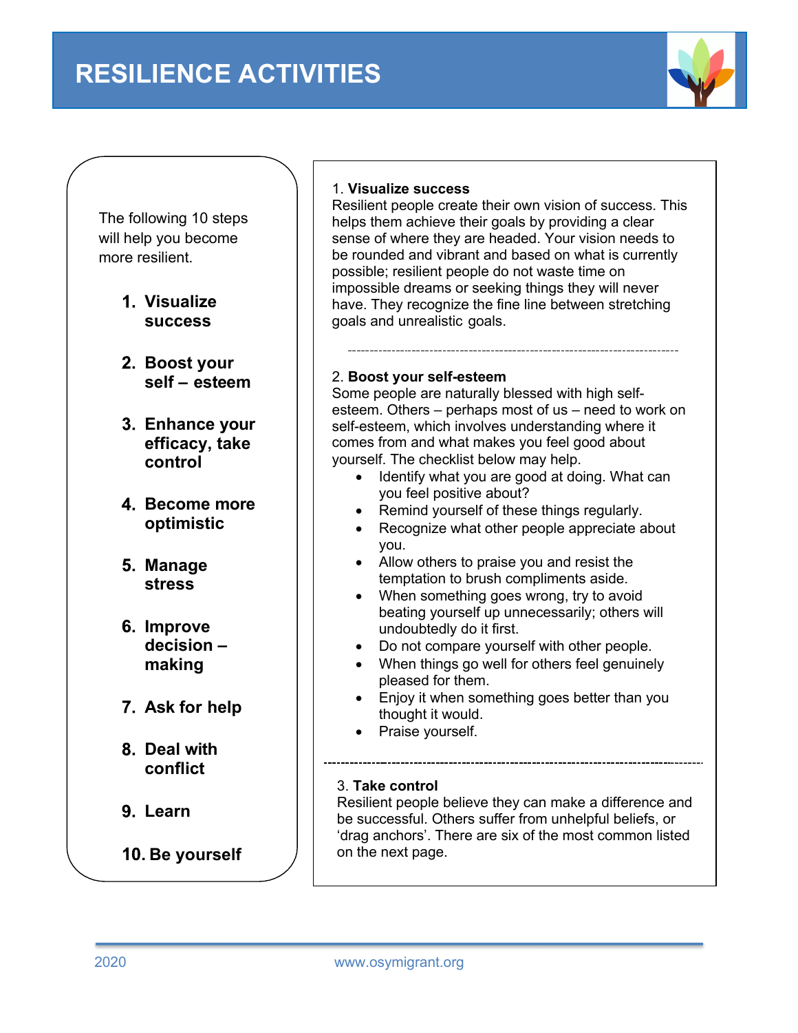# RESILIENCE ACTIVITIES

The following 10 steps will help you become more resilient.

1. **Visualize success**
2. **Boost your self – esteem**
3. **Enhance your efficacy, take control**
4. **Become more optimistic**
5. **Manage stress**
6. **Improve decision – making**
7. **Ask for help**
8. **Deal with conflict**
9. **Learn**
10. **Be yourself**

1. **Visualize success**
Resilient people create their own vision of success. This helps them achieve their goals by providing a clear sense of where they are headed. Your vision needs to be rounded and vibrant and based on what is currently possible; resilient people do not waste time on impossible dreams or seeking things they will never have. They recognize the fine line between stretching goals and unrealistic goals.

---

2. **Boost your self-esteem**
Some people are naturally blessed with high self-esteem. Others – perhaps most of us – need to work on self-esteem, which involves understanding where it comes from and what makes you feel good about yourself. The checklist below may help.

- Identify what you are good at doing. What can you feel positive about?
- Remind yourself of these things regularly.
- Recognize what other people appreciate about you.
- Allow others to praise you and resist the temptation to brush compliments aside.
- When something goes wrong, try to avoid beating yourself up unnecessarily; others will undoubtedly do it first.
- Do not compare yourself with other people.
- When things go well for others feel genuinely pleased for them.
- Enjoy it when something goes better than you thought it would.
- Praise yourself.

---

3. **Take control**
Resilient people believe they can make a difference and be successful. Others suffer from unhelpful beliefs, or 'drag anchors'. There are six of the most common listed on the next page.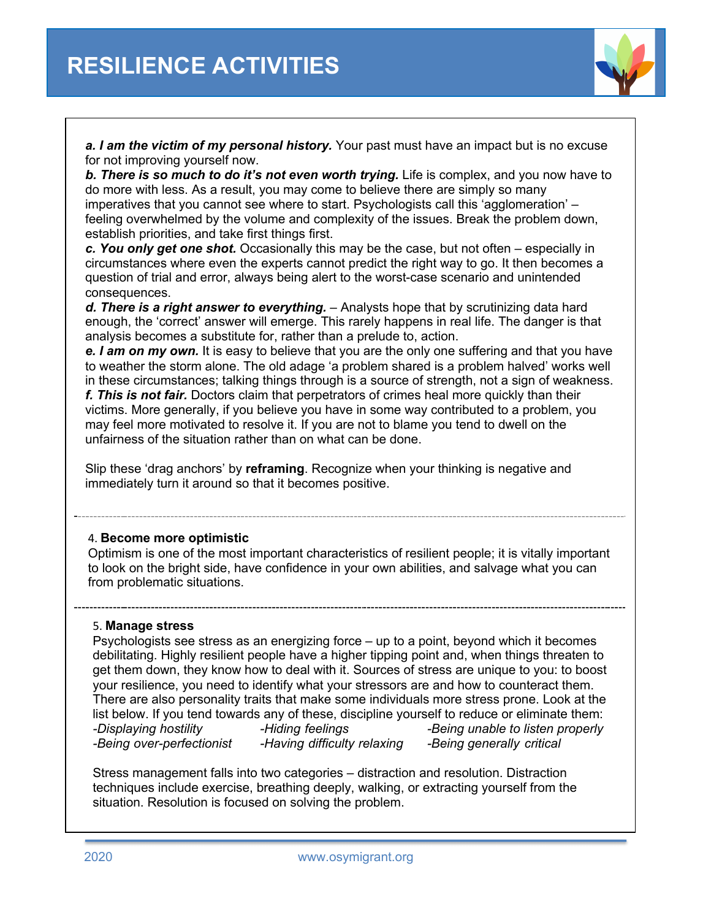**a. I am the victim of my personal history.** Your past must have an impact but is no excuse for not improving yourself now.

**b. There is so much to do it's not even worth trying.** Life is complex, and you now have to do more with less. As a result, you may come to believe there are simply so many imperatives that you cannot see where to start. Psychologists call this 'agglomeration' – feeling overwhelmed by the volume and complexity of the issues. Break the problem down, establish priorities, and take first things first.

**c. You only get one shot.** Occasionally this may be the case, but not often – especially in circumstances where even the experts cannot predict the right way to go. It then becomes a question of trial and error, always being alert to the worst-case scenario and unintended consequences.

**d. There is a right answer to everything.** – Analysts hope that by scrutinizing data hard enough, the 'correct' answer will emerge. This rarely happens in real life. The danger is that analysis becomes a substitute for, rather than a prelude to, action.

**e. I am on my own.** It is easy to believe that you are the only one suffering and that you have to weather the storm alone. The old adage 'a problem shared is a problem halved' works well in these circumstances; talking things through is a source of strength, not a sign of weakness.

**f. This is not fair.** Doctors claim that perpetrators of crimes heal more quickly than their victims. More generally, if you believe you have in some way contributed to a problem, you may feel more motivated to resolve it. If you are not to blame you tend to dwell on the unfairness of the situation rather than on what can be done.

Slip these 'drag anchors' by **reframing**. Recognize when your thinking is negative and immediately turn it around so that it becomes positive.

---

4. **Become more optimistic**

Optimism is one of the most important characteristics of resilient people; it is vitally important to look on the bright side, have confidence in your own abilities, and salvage what you can from problematic situations.

---

5. **Manage stress**

Psychologists see stress as an energizing force – up to a point, beyond which it becomes debilitating. Highly resilient people have a higher tipping point and, when things threaten to get them down, they know how to deal with it. Sources of stress are unique to you: to boost your resilience, you need to identify what your stressors are and how to counteract them. There are also personality traits that make some individuals more stress prone. Look at the list below. If you tend towards any of these, discipline yourself to reduce or eliminate them:

*-Displaying hostility*
*-Hiding feelings*
*-Being unable to listen properly*
*-Being over-perfectionist*
*-Having difficulty relaxing*
*-Being generally critical*

Stress management falls into two categories – distraction and resolution. Distraction techniques include exercise, breathing deeply, walking, or extracting yourself from the situation. Resolution is focused on solving the problem.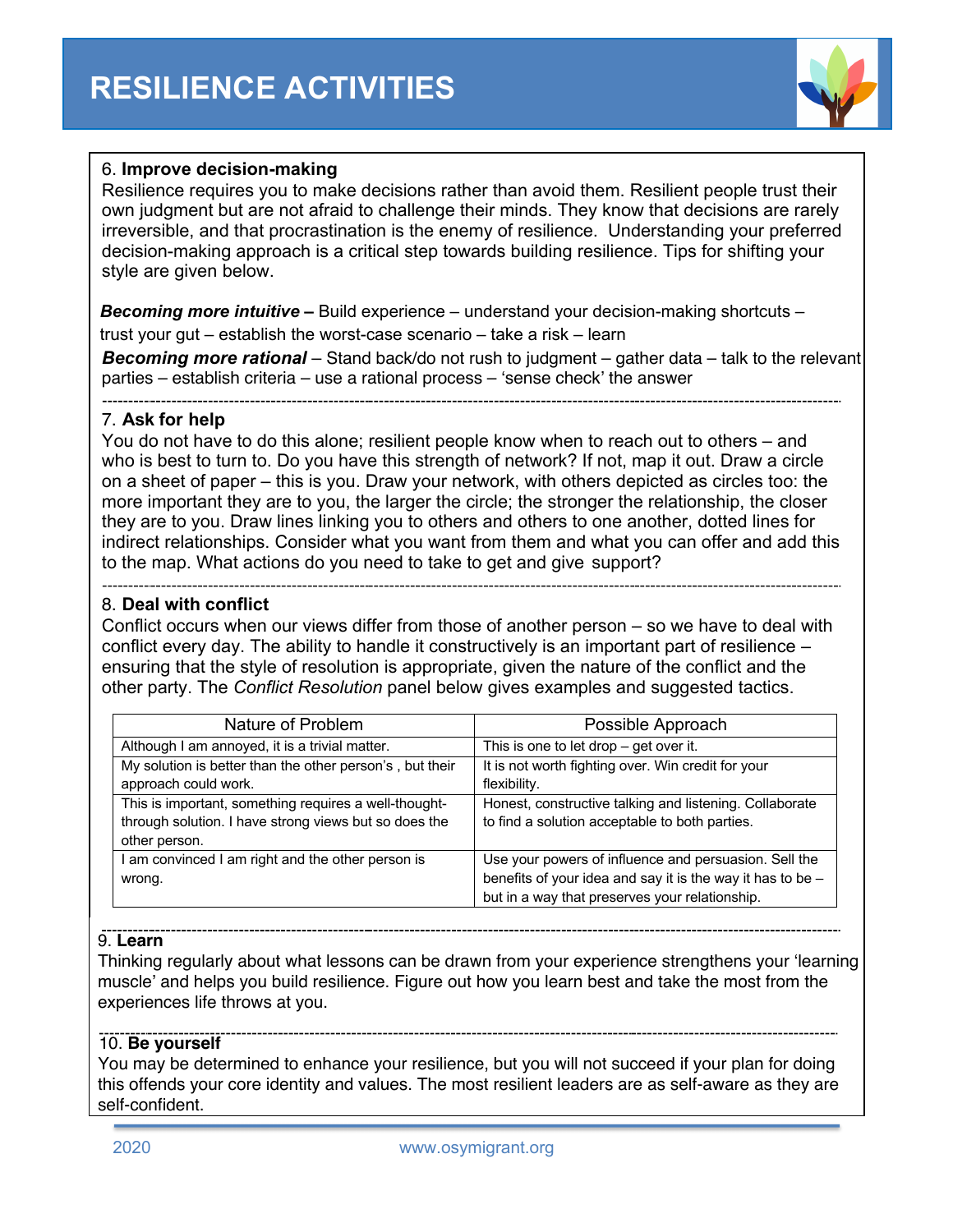# RESILIENCE ACTIVITIES

6. **Improve decision-making**

Resilience requires you to make decisions rather than avoid them. Resilient people trust their own judgment but are not afraid to challenge their minds. They know that decisions are rarely irreversible, and that procrastination is the enemy of resilience. Understanding your preferred decision-making approach is a critical step towards building resilience. Tips for shifting your style are given below.

***Becoming more intuitive –*** Build experience – understand your decision-making shortcuts – trust your gut – establish the worst-case scenario – take a risk – learn

***Becoming more rational*** – Stand back/do not rush to judgment – gather data – talk to the relevant parties – establish criteria – use a rational process – 'sense check' the answer

---

7. **Ask for help**

You do not have to do this alone; resilient people know when to reach out to others – and who is best to turn to. Do you have this strength of network? If not, map it out. Draw a circle on a sheet of paper – this is you. Draw your network, with others depicted as circles too: the more important they are to you, the larger the circle; the stronger the relationship, the closer they are to you. Draw lines linking you to others and others to one another, dotted lines for indirect relationships. Consider what you want from them and what you can offer and add this to the map. What actions do you need to take to get and give support?

---

8. **Deal with conflict**

Conflict occurs when our views differ from those of another person – so we have to deal with conflict every day. The ability to handle it constructively is an important part of resilience – ensuring that the style of resolution is appropriate, given the nature of the conflict and the other party. The *Conflict Resolution* panel below gives examples and suggested tactics.

| Nature of Problem | Possible Approach |
|---|---|
| Although I am annoyed, it is a trivial matter. | This is one to let drop – get over it. |
| My solution is better than the other person's , but their approach could work. | It is not worth fighting over. Win credit for your flexibility. |
| This is important, something requires a well-thought-through solution. I have strong views but so does the other person. | Honest, constructive talking and listening. Collaborate to find a solution acceptable to both parties. |
| I am convinced I am right and the other person is wrong. | Use your powers of influence and persuasion. Sell the benefits of your idea and say it is the way it has to be – but in a way that preserves your relationship. |

---

9. **Learn**

Thinking regularly about what lessons can be drawn from your experience strengthens your 'learning muscle' and helps you build resilience. Figure out how you learn best and take the most from the experiences life throws at you.

---

10. **Be yourself**

You may be determined to enhance your resilience, but you will not succeed if your plan for doing this offends your core identity and values. The most resilient leaders are as self-aware as they are self-confident.

2020 www.osymigrant.org